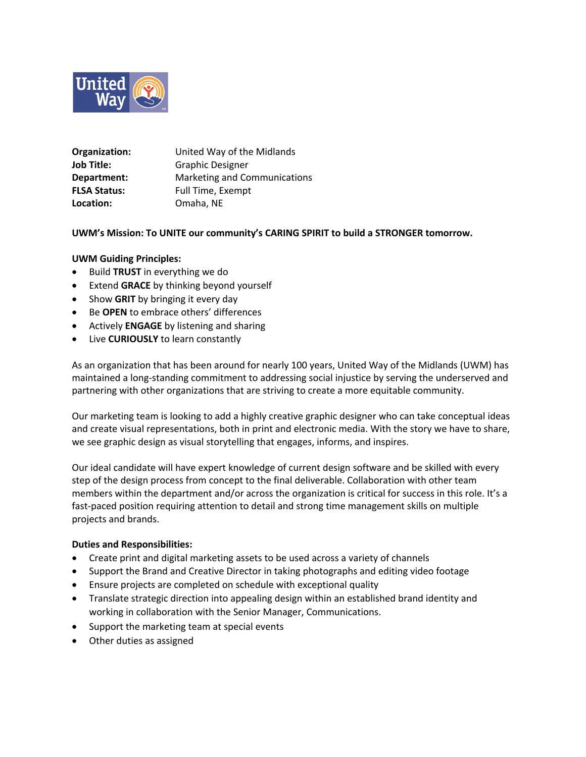**Organization:** United Way of the Midlands
**Job Title:** Graphic Designer
**Department:** Marketing and Communications
**FLSA Status:** Full Time, Exempt
**Location:** Omaha, NE

**UWM's Mission: To UNITE our community's CARING SPIRIT to build a STRONGER tomorrow.**

**UWM Guiding Principles:**

- Build **TRUST** in everything we do
- Extend **GRACE** by thinking beyond yourself
- Show **GRIT** by bringing it every day
- Be **OPEN** to embrace others' differences
- Actively **ENGAGE** by listening and sharing
- Live **CURIOUSLY** to learn constantly

As an organization that has been around for nearly 100 years, United Way of the Midlands (UWM) has maintained a long-standing commitment to addressing social injustice by serving the underserved and partnering with other organizations that are striving to create a more equitable community.

Our marketing team is looking to add a highly creative graphic designer who can take conceptual ideas and create visual representations, both in print and electronic media. With the story we have to share, we see graphic design as visual storytelling that engages, informs, and inspires.

Our ideal candidate will have expert knowledge of current design software and be skilled with every step of the design process from concept to the final deliverable. Collaboration with other team members within the department and/or across the organization is critical for success in this role. It's a fast-paced position requiring attention to detail and strong time management skills on multiple projects and brands.

**Duties and Responsibilities:**

- Create print and digital marketing assets to be used across a variety of channels
- Support the Brand and Creative Director in taking photographs and editing video footage
- Ensure projects are completed on schedule with exceptional quality
- Translate strategic direction into appealing design within an established brand identity and working in collaboration with the Senior Manager, Communications.
- Support the marketing team at special events
- Other duties as assigned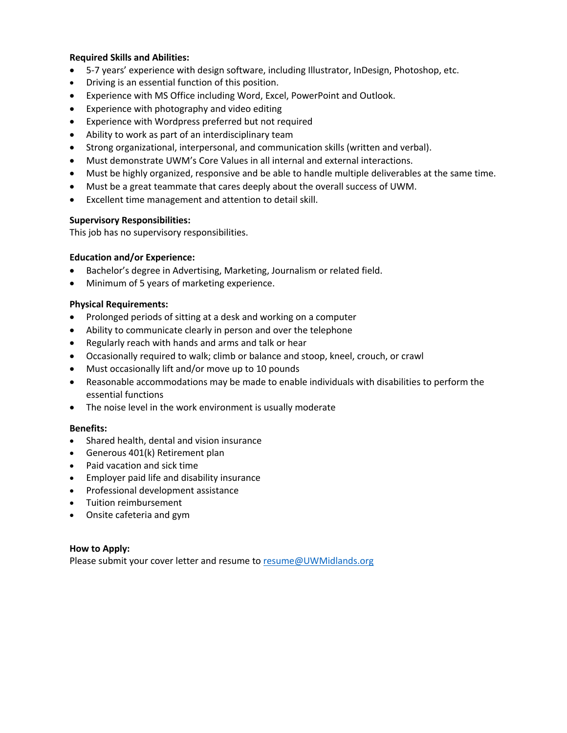**Required Skills and Abilities:**

- 5-7 years' experience with design software, including Illustrator, InDesign, Photoshop, etc.
- Driving is an essential function of this position.
- Experience with MS Office including Word, Excel, PowerPoint and Outlook.
- Experience with photography and video editing
- Experience with Wordpress preferred but not required
- Ability to work as part of an interdisciplinary team
- Strong organizational, interpersonal, and communication skills (written and verbal).
- Must demonstrate UWM's Core Values in all internal and external interactions.
- Must be highly organized, responsive and be able to handle multiple deliverables at the same time.
- Must be a great teammate that cares deeply about the overall success of UWM.
- Excellent time management and attention to detail skill.

**Supervisory Responsibilities:**

This job has no supervisory responsibilities.

**Education and/or Experience:**

- Bachelor's degree in Advertising, Marketing, Journalism or related field.
- Minimum of 5 years of marketing experience.

**Physical Requirements:**

- Prolonged periods of sitting at a desk and working on a computer
- Ability to communicate clearly in person and over the telephone
- Regularly reach with hands and arms and talk or hear
- Occasionally required to walk; climb or balance and stoop, kneel, crouch, or crawl
- Must occasionally lift and/or move up to 10 pounds
- Reasonable accommodations may be made to enable individuals with disabilities to perform the essential functions
- The noise level in the work environment is usually moderate

**Benefits:**

- Shared health, dental and vision insurance
- Generous 401(k) Retirement plan
- Paid vacation and sick time
- Employer paid life and disability insurance
- Professional development assistance
- Tuition reimbursement
- Onsite cafeteria and gym

**How to Apply:**

Please submit your cover letter and resume to resume@UWMidlands.org